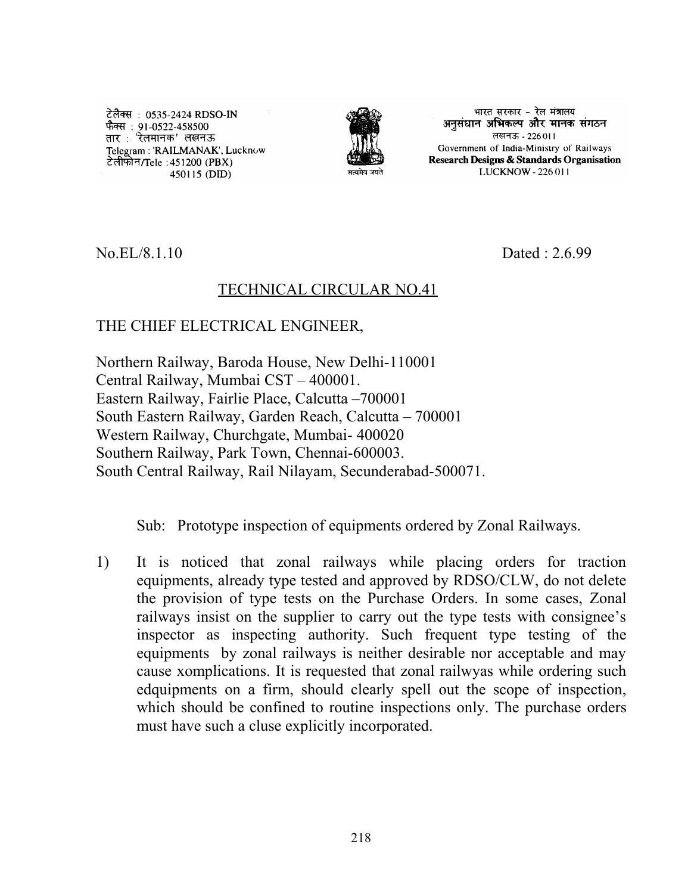टेलैक्स : 0535-2424 RDSO-IN
फैक्स : 91-0522-458500
तार : 'रेलमानक' लखनऊ
Telegram : 'RAILMANAK', Lucknow
टेलीफोन/Tele : 451200 (PBX)
450115 (DID)

सत्यमेव जयते

भारत सरकार - रेल मंत्रालय
**अनुसंधान अभिकल्प और मानक संगठन**
लखनऊ - 226011
Government of India-Ministry of Railways
**Research Designs & Standards Organisation**
LUCKNOW - 226011

No.EL/8.1.10 Dated : 2.6.99

## TECHNICAL CIRCULAR NO.41

THE CHIEF ELECTRICAL ENGINEER,

Northern Railway, Baroda House, New Delhi-110001
Central Railway, Mumbai CST – 400001.
Eastern Railway, Fairlie Place, Calcutta –700001
South Eastern Railway, Garden Reach, Calcutta – 700001
Western Railway, Churchgate, Mumbai- 400020
Southern Railway, Park Town, Chennai-600003.
South Central Railway, Rail Nilayam, Secunderabad-500071.

Sub: Prototype inspection of equipments ordered by Zonal Railways.

1) It is noticed that zonal railways while placing orders for traction equipments, already type tested and approved by RDSO/CLW, do not delete the provision of type tests on the Purchase Orders. In some cases, Zonal railways insist on the supplier to carry out the type tests with consignee's inspector as inspecting authority. Such frequent type testing of the equipments by zonal railways is neither desirable nor acceptable and may cause xomplications. It is requested that zonal railwyas while ordering such edquipments on a firm, should clearly spell out the scope of inspection, which should be confined to routine inspections only. The purchase orders must have such a cluse explicitly incorporated.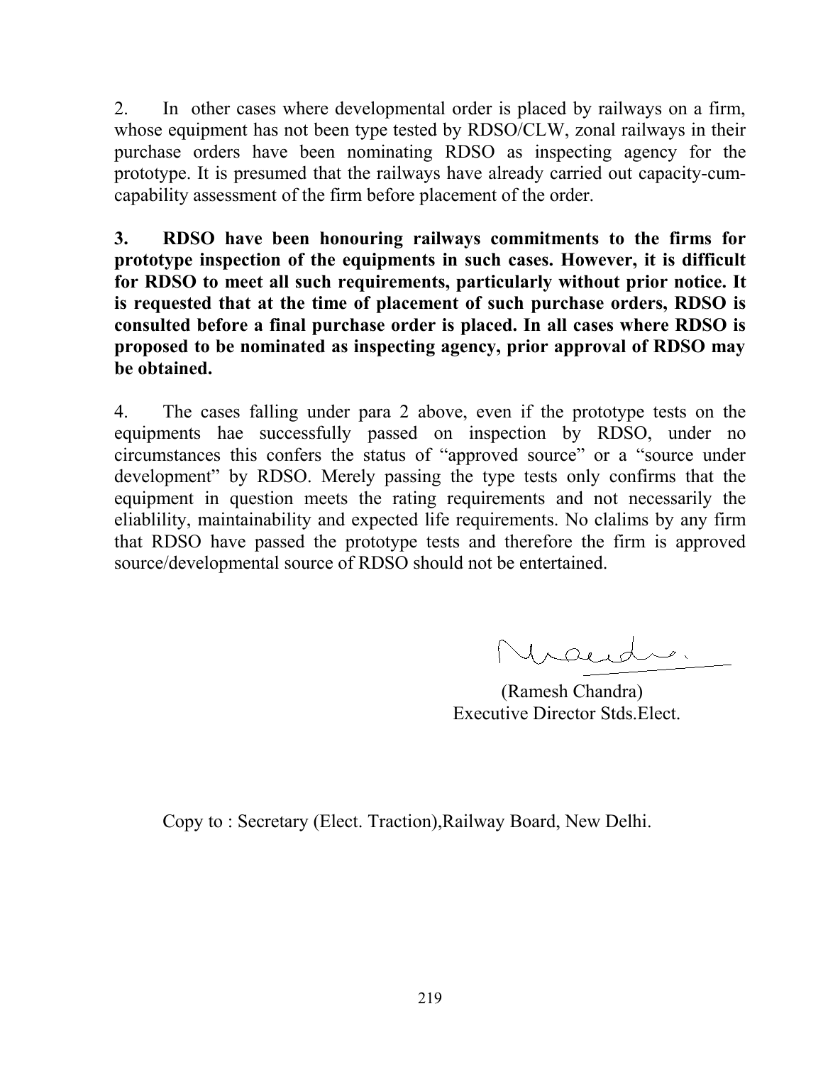2. In other cases where developmental order is placed by railways on a firm, whose equipment has not been type tested by RDSO/CLW, zonal railways in their purchase orders have been nominating RDSO as inspecting agency for the prototype. It is presumed that the railways have already carried out capacity-cum-capability assessment of the firm before placement of the order.

**3. RDSO have been honouring railways commitments to the firms for prototype inspection of the equipments in such cases. However, it is difficult for RDSO to meet all such requirements, particularly without prior notice. It is requested that at the time of placement of such purchase orders, RDSO is consulted before a final purchase order is placed. In all cases where RDSO is proposed to be nominated as inspecting agency, prior approval of RDSO may be obtained.**

4. The cases falling under para 2 above, even if the prototype tests on the equipments hae successfully passed on inspection by RDSO, under no circumstances this confers the status of "approved source" or a "source under development" by RDSO. Merely passing the type tests only confirms that the equipment in question meets the rating requirements and not necessarily the eliablility, maintainability and expected life requirements. No clalims by any firm that RDSO have passed the prototype tests and therefore the firm is approved source/developmental source of RDSO should not be entertained.

(Ramesh Chandra)
Executive Director Stds.Elect.

Copy to : Secretary (Elect. Traction),Railway Board, New Delhi.